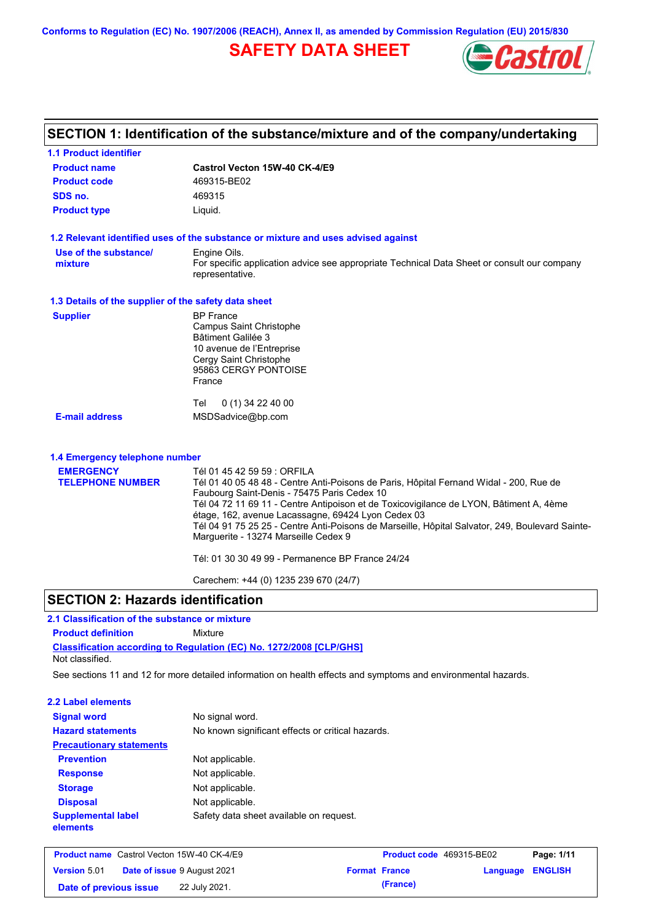Conforms to Regulation (EC) No. 1907/2006 (REACH), Annex II, as amended by Commission Regulation (EU) 2015/830

# SAFETY DATA SHEET

## SECTION 1: Identification of the substance/mixture and of the company/undertaking

### 1.1 Product identifier

| | |
|---|---|
| **Product name** | **Castrol Vecton 15W-40 CK-4/E9** |
| **Product code** | 469315-BE02 |
| **SDS no.** | 469315 |
| **Product type** | Liquid. |

### 1.2 Relevant identified uses of the substance or mixture and uses advised against

| | |
|---|---|
| **Use of the substance/ mixture** | Engine Oils. For specific application advice see appropriate Technical Data Sheet or consult our company representative. |

### 1.3 Details of the supplier of the safety data sheet

**Supplier**

BP France
Campus Saint Christophe
Bâtiment Galilée 3
10 avenue de l'Entreprise
Cergy Saint Christophe
95863 CERGY PONTOISE
France

Tel 0 (1) 34 22 40 00

**E-mail address** MSDSadvice@bp.com

### 1.4 Emergency telephone number

**EMERGENCY TELEPHONE NUMBER**

Tél 01 45 42 59 59 : ORFILA
Tél 01 40 05 48 48 - Centre Anti-Poisons de Paris, Hôpital Fernand Widal - 200, Rue de Faubourg Saint-Denis - 75475 Paris Cedex 10
Tél 04 72 11 69 11 - Centre Antipoison et de Toxicovigilance de LYON, Bâtiment A, 4ème étage, 162, avenue Lacassagne, 69424 Lyon Cedex 03
Tél 04 91 75 25 25 - Centre Anti-Poisons de Marseille, Hôpital Salvator, 249, Boulevard Sainte-Marguerite - 13274 Marseille Cedex 9

Tél: 01 30 30 49 99 - Permanence BP France 24/24

Carechem: +44 (0) 1235 239 670 (24/7)

## SECTION 2: Hazards identification

### 2.1 Classification of the substance or mixture

**Product definition** Mixture

**Classification according to Regulation (EC) No. 1272/2008 [CLP/GHS]**

Not classified.

See sections 11 and 12 for more detailed information on health effects and symptoms and environmental hazards.

### 2.2 Label elements

| | |
|---|---|
| **Signal word** | No signal word. |
| **Hazard statements** | No known significant effects or critical hazards. |
| **Precautionary statements** | |
| **Prevention** | Not applicable. |
| **Response** | Not applicable. |
| **Storage** | Not applicable. |
| **Disposal** | Not applicable. |
| **Supplemental label elements** | Safety data sheet available on request. |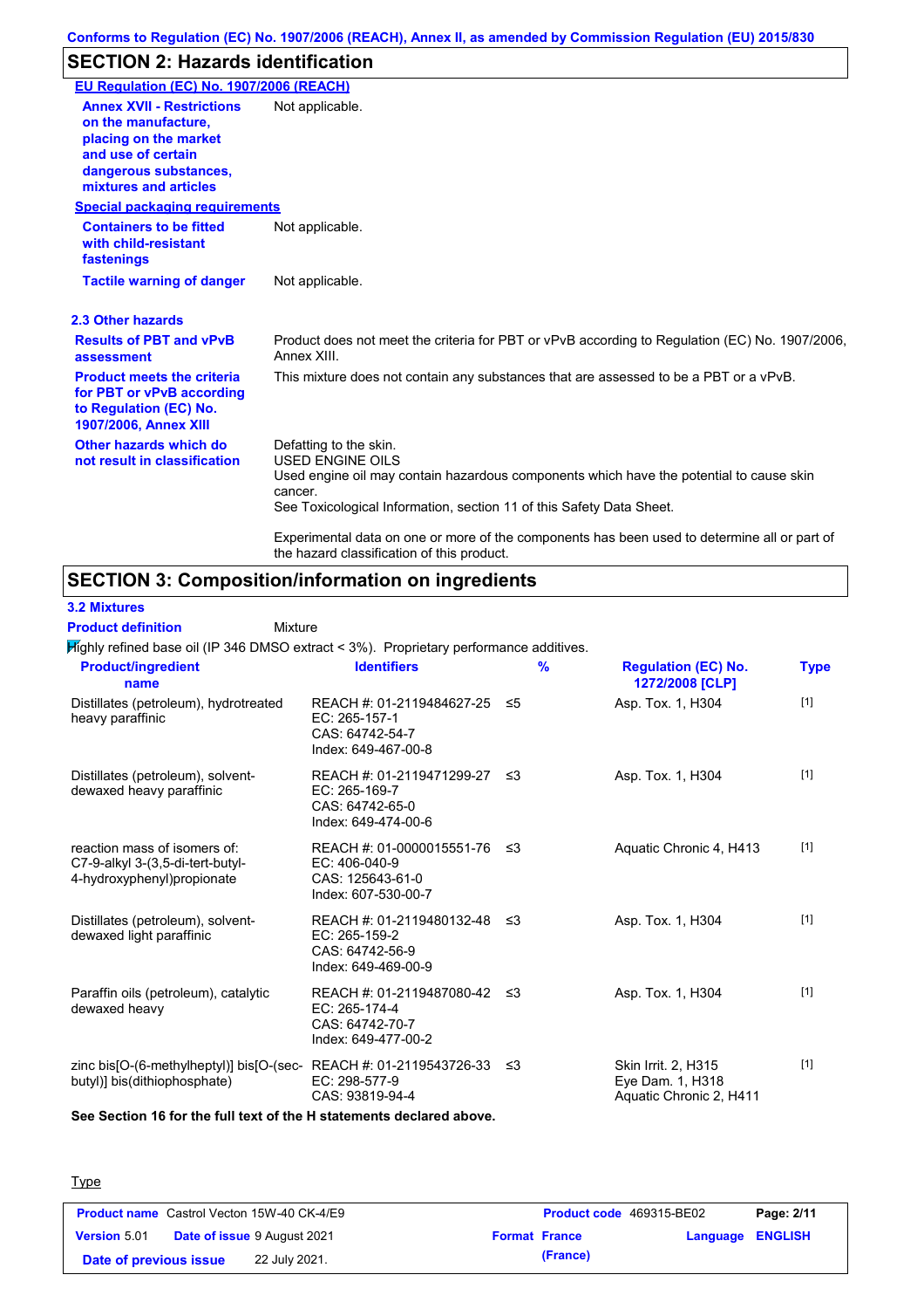## SECTION 2: Hazards identification

**EU Regulation (EC) No. 1907/2006 (REACH)**

| | |
|---|---|
| **Annex XVII - Restrictions on the manufacture, placing on the market and use of certain dangerous substances, mixtures and articles** | Not applicable. |

**Special packaging requirements**

| | |
|---|---|
| **Containers to be fitted with child-resistant fastenings** | Not applicable. |
| **Tactile warning of danger** | Not applicable. |

**2.3 Other hazards**

| | |
|---|---|
| **Results of PBT and vPvB assessment** | Product does not meet the criteria for PBT or vPvB according to Regulation (EC) No. 1907/2006, Annex XIII. |
| **Product meets the criteria for PBT or vPvB according to Regulation (EC) No. 1907/2006, Annex XIII** | This mixture does not contain any substances that are assessed to be a PBT or a vPvB. |
| **Other hazards which do not result in classification** | Defatting to the skin.<br>USED ENGINE OILS<br>Used engine oil may contain hazardous components which have the potential to cause skin cancer.<br>See Toxicological Information, section 11 of this Safety Data Sheet.<br><br>Experimental data on one or more of the components has been used to determine all or part of the hazard classification of this product. |

## SECTION 3: Composition/information on ingredients

**3.2 Mixtures**

**Product definition** Mixture

Highly refined base oil (IP 346 DMSO extract < 3%). Proprietary performance additives.

| Product/ingredient name | Identifiers | % | Regulation (EC) No. 1272/2008 [CLP] | Type |
|---|---|---|---|---|
| Distillates (petroleum), hydrotreated heavy paraffinic | REACH #: 01-2119484627-25<br>EC: 265-157-1<br>CAS: 64742-54-7<br>Index: 649-467-00-8 | ≤5 | Asp. Tox. 1, H304 | [1] |
| Distillates (petroleum), solvent-dewaxed heavy paraffinic | REACH #: 01-2119471299-27<br>EC: 265-169-7<br>CAS: 64742-65-0<br>Index: 649-474-00-6 | ≤3 | Asp. Tox. 1, H304 | [1] |
| reaction mass of isomers of: C7-9-alkyl 3-(3,5-di-tert-butyl-4-hydroxyphenyl)propionate | REACH #: 01-0000015551-76<br>EC: 406-040-9<br>CAS: 125643-61-0<br>Index: 607-530-00-7 | ≤3 | Aquatic Chronic 4, H413 | [1] |
| Distillates (petroleum), solvent-dewaxed light paraffinic | REACH #: 01-2119480132-48<br>EC: 265-159-2<br>CAS: 64742-56-9<br>Index: 649-469-00-9 | ≤3 | Asp. Tox. 1, H304 | [1] |
| Paraffin oils (petroleum), catalytic dewaxed heavy | REACH #: 01-2119487080-42<br>EC: 265-174-4<br>CAS: 64742-70-7<br>Index: 649-477-00-2 | ≤3 | Asp. Tox. 1, H304 | [1] |
| zinc bis[O-(6-methylheptyl)] bis[O-(sec-butyl)] bis(dithiophosphate) | REACH #: 01-2119543726-33<br>EC: 298-577-9<br>CAS: 93819-94-4 | ≤3 | Skin Irrit. 2, H315<br>Eye Dam. 1, H318<br>Aquatic Chronic 2, H411 | [1] |

**See Section 16 for the full text of the H statements declared above.**

Type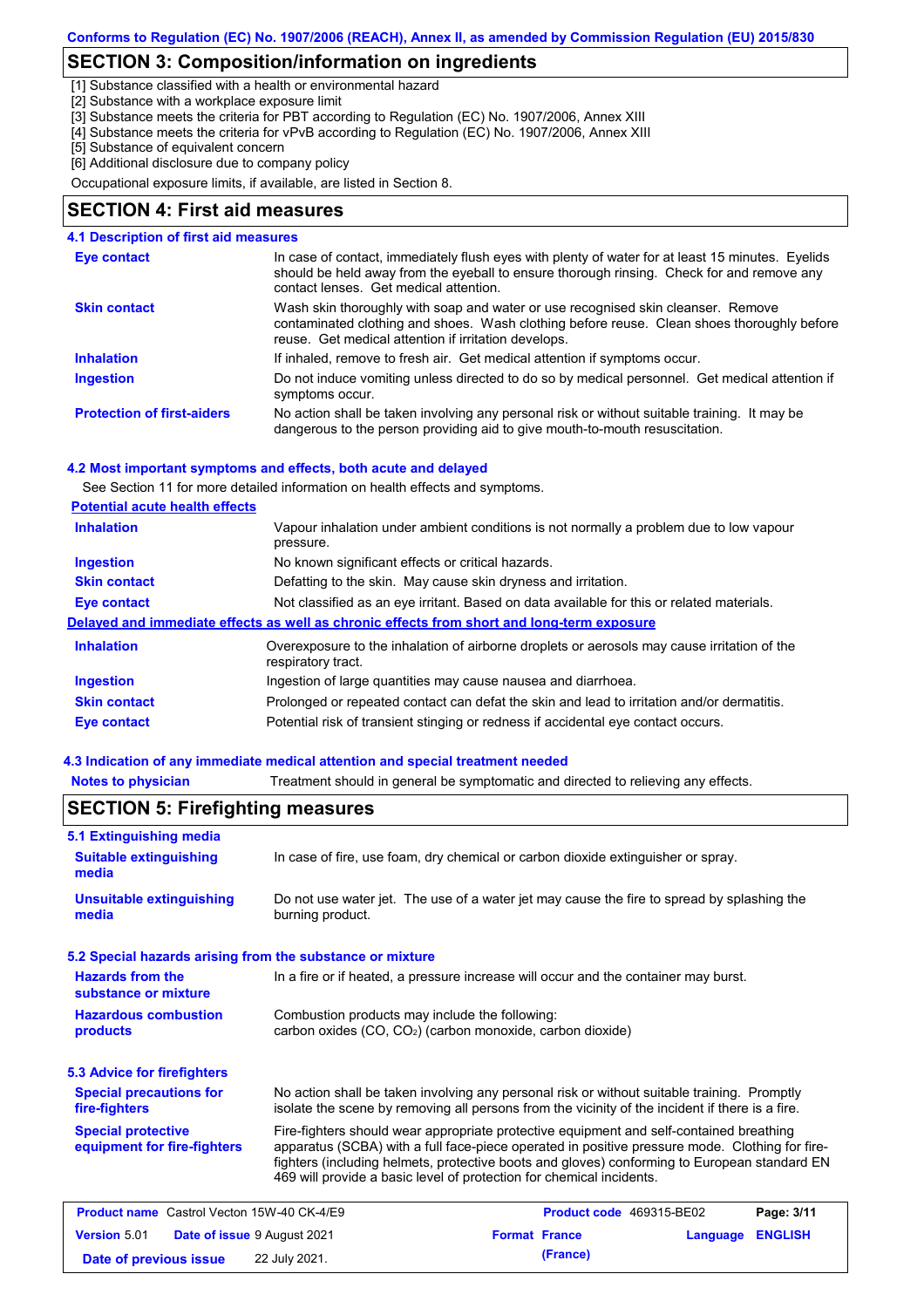## SECTION 3: Composition/information on ingredients

[1] Substance classified with a health or environmental hazard
[2] Substance with a workplace exposure limit
[3] Substance meets the criteria for PBT according to Regulation (EC) No. 1907/2006, Annex XIII
[4] Substance meets the criteria for vPvB according to Regulation (EC) No. 1907/2006, Annex XIII
[5] Substance of equivalent concern
[6] Additional disclosure due to company policy

Occupational exposure limits, if available, are listed in Section 8.

## SECTION 4: First aid measures

### 4.1 Description of first aid measures

| | |
|---|---|
| **Eye contact** | In case of contact, immediately flush eyes with plenty of water for at least 15 minutes. Eyelids should be held away from the eyeball to ensure thorough rinsing. Check for and remove any contact lenses. Get medical attention. |
| **Skin contact** | Wash skin thoroughly with soap and water or use recognised skin cleanser. Remove contaminated clothing and shoes. Wash clothing before reuse. Clean shoes thoroughly before reuse. Get medical attention if irritation develops. |
| **Inhalation** | If inhaled, remove to fresh air. Get medical attention if symptoms occur. |
| **Ingestion** | Do not induce vomiting unless directed to do so by medical personnel. Get medical attention if symptoms occur. |
| **Protection of first-aiders** | No action shall be taken involving any personal risk or without suitable training. It may be dangerous to the person providing aid to give mouth-to-mouth resuscitation. |

### 4.2 Most important symptoms and effects, both acute and delayed

See Section 11 for more detailed information on health effects and symptoms.

**Potential acute health effects**

| | |
|---|---|
| **Inhalation** | Vapour inhalation under ambient conditions is not normally a problem due to low vapour pressure. |
| **Ingestion** | No known significant effects or critical hazards. |
| **Skin contact** | Defatting to the skin. May cause skin dryness and irritation. |
| **Eye contact** | Not classified as an eye irritant. Based on data available for this or related materials. |

**Delayed and immediate effects as well as chronic effects from short and long-term exposure**

| | |
|---|---|
| **Inhalation** | Overexposure to the inhalation of airborne droplets or aerosols may cause irritation of the respiratory tract. |
| **Ingestion** | Ingestion of large quantities may cause nausea and diarrhoea. |
| **Skin contact** | Prolonged or repeated contact can defat the skin and lead to irritation and/or dermatitis. |
| **Eye contact** | Potential risk of transient stinging or redness if accidental eye contact occurs. |

### 4.3 Indication of any immediate medical attention and special treatment needed

| | |
|---|---|
| **Notes to physician** | Treatment should in general be symptomatic and directed to relieving any effects. |

## SECTION 5: Firefighting measures

### 5.1 Extinguishing media

| | |
|---|---|
| **Suitable extinguishing media** | In case of fire, use foam, dry chemical or carbon dioxide extinguisher or spray. |
| **Unsuitable extinguishing media** | Do not use water jet. The use of a water jet may cause the fire to spread by splashing the burning product. |

### 5.2 Special hazards arising from the substance or mixture

| | |
|---|---|
| **Hazards from the substance or mixture** | In a fire or if heated, a pressure increase will occur and the container may burst. |
| **Hazardous combustion products** | Combustion products may include the following: carbon oxides (CO, $CO_2$) (carbon monoxide, carbon dioxide) |

### 5.3 Advice for firefighters

| | |
|---|---|
| **Special precautions for fire-fighters** | No action shall be taken involving any personal risk or without suitable training. Promptly isolate the scene by removing all persons from the vicinity of the incident if there is a fire. |
| **Special protective equipment for fire-fighters** | Fire-fighters should wear appropriate protective equipment and self-contained breathing apparatus (SCBA) with a full face-piece operated in positive pressure mode. Clothing for fire-fighters (including helmets, protective boots and gloves) conforming to European standard EN 469 will provide a basic level of protection for chemical incidents. |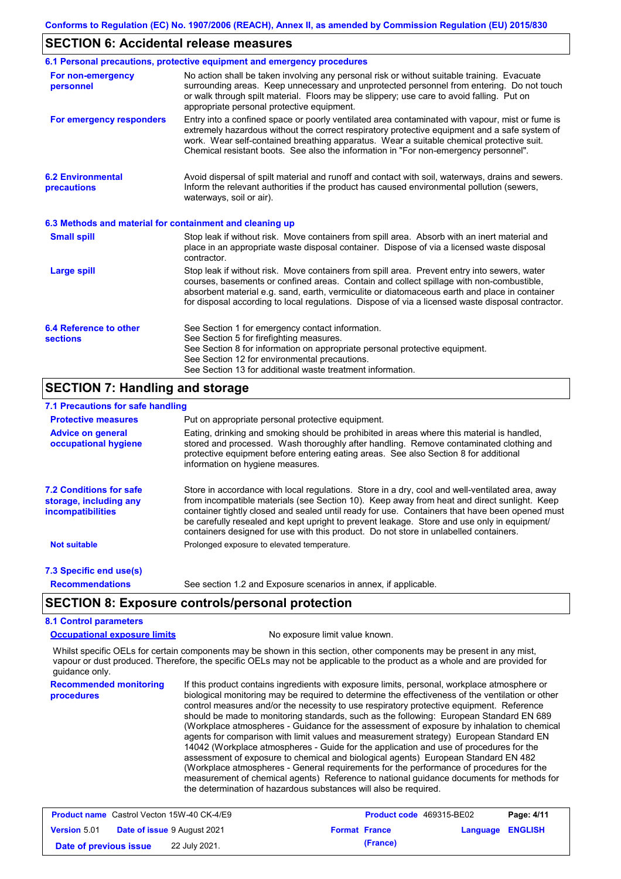## SECTION 6: Accidental release measures

### 6.1 Personal precautions, protective equipment and emergency procedures

**For non-emergency personnel**
No action shall be taken involving any personal risk or without suitable training. Evacuate surrounding areas. Keep unnecessary and unprotected personnel from entering. Do not touch or walk through spilt material. Floors may be slippery; use care to avoid falling. Put on appropriate personal protective equipment.

**For emergency responders**
Entry into a confined space or poorly ventilated area contaminated with vapour, mist or fume is extremely hazardous without the correct respiratory protective equipment and a safe system of work. Wear self-contained breathing apparatus. Wear a suitable chemical protective suit. Chemical resistant boots. See also the information in "For non-emergency personnel".

### 6.2 Environmental precautions

Avoid dispersal of spilt material and runoff and contact with soil, waterways, drains and sewers. Inform the relevant authorities if the product has caused environmental pollution (sewers, waterways, soil or air).

### 6.3 Methods and material for containment and cleaning up

**Small spill**
Stop leak if without risk. Move containers from spill area. Absorb with an inert material and place in an appropriate waste disposal container. Dispose of via a licensed waste disposal contractor.

**Large spill**
Stop leak if without risk. Move containers from spill area. Prevent entry into sewers, water courses, basements or confined areas. Contain and collect spillage with non-combustible, absorbent material e.g. sand, earth, vermiculite or diatomaceous earth and place in container for disposal according to local regulations. Dispose of via a licensed waste disposal contractor.

### 6.4 Reference to other sections

See Section 1 for emergency contact information.
See Section 5 for firefighting measures.
See Section 8 for information on appropriate personal protective equipment.
See Section 12 for environmental precautions.
See Section 13 for additional waste treatment information.

## SECTION 7: Handling and storage

### 7.1 Precautions for safe handling

**Protective measures**
Put on appropriate personal protective equipment.

**Advice on general occupational hygiene**
Eating, drinking and smoking should be prohibited in areas where this material is handled, stored and processed. Wash thoroughly after handling. Remove contaminated clothing and protective equipment before entering eating areas. See also Section 8 for additional information on hygiene measures.

### 7.2 Conditions for safe storage, including any incompatibilities

Store in accordance with local regulations. Store in a dry, cool and well-ventilated area, away from incompatible materials (see Section 10). Keep away from heat and direct sunlight. Keep container tightly closed and sealed until ready for use. Containers that have been opened must be carefully resealed and kept upright to prevent leakage. Store and use only in equipment/ containers designed for use with this product. Do not store in unlabelled containers.

**Not suitable**
Prolonged exposure to elevated temperature.

### 7.3 Specific end use(s)

**Recommendations**
See section 1.2 and Exposure scenarios in annex, if applicable.

## SECTION 8: Exposure controls/personal protection

### 8.1 Control parameters

**Occupational exposure limits**
No exposure limit value known.

Whilst specific OELs for certain components may be shown in this section, other components may be present in any mist, vapour or dust produced. Therefore, the specific OELs may not be applicable to the product as a whole and are provided for guidance only.

**Recommended monitoring procedures**
If this product contains ingredients with exposure limits, personal, workplace atmosphere or biological monitoring may be required to determine the effectiveness of the ventilation or other control measures and/or the necessity to use respiratory protective equipment. Reference should be made to monitoring standards, such as the following: European Standard EN 689 (Workplace atmospheres - Guidance for the assessment of exposure by inhalation to chemical agents for comparison with limit values and measurement strategy) European Standard EN 14042 (Workplace atmospheres - Guide for the application and use of procedures for the assessment of exposure to chemical and biological agents) European Standard EN 482 (Workplace atmospheres - General requirements for the performance of procedures for the measurement of chemical agents) Reference to national guidance documents for methods for the determination of hazardous substances will also be required.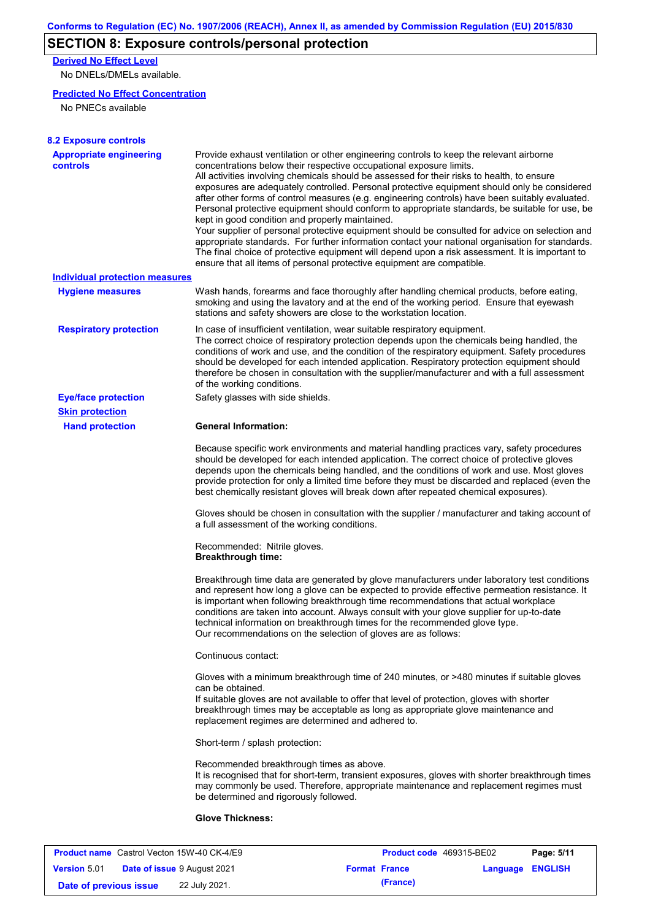## SECTION 8: Exposure controls/personal protection

**Derived No Effect Level**

No DNELs/DMELs available.

**Predicted No Effect Concentration**

No PNECs available

### 8.2 Exposure controls

**Appropriate engineering controls**

Provide exhaust ventilation or other engineering controls to keep the relevant airborne concentrations below their respective occupational exposure limits.
All activities involving chemicals should be assessed for their risks to health, to ensure exposures are adequately controlled. Personal protective equipment should only be considered after other forms of control measures (e.g. engineering controls) have been suitably evaluated. Personal protective equipment should conform to appropriate standards, be suitable for use, be kept in good condition and properly maintained.
Your supplier of personal protective equipment should be consulted for advice on selection and appropriate standards. For further information contact your national organisation for standards. The final choice of protective equipment will depend upon a risk assessment. It is important to ensure that all items of personal protective equipment are compatible.

**Individual protection measures**

**Hygiene measures**

Wash hands, forearms and face thoroughly after handling chemical products, before eating, smoking and using the lavatory and at the end of the working period. Ensure that eyewash stations and safety showers are close to the workstation location.

**Respiratory protection**

In case of insufficient ventilation, wear suitable respiratory equipment.
The correct choice of respiratory protection depends upon the chemicals being handled, the conditions of work and use, and the condition of the respiratory equipment. Safety procedures should be developed for each intended application. Respiratory protection equipment should therefore be chosen in consultation with the supplier/manufacturer and with a full assessment of the working conditions.

**Eye/face protection**

Safety glasses with side shields.

**Skin protection**

**Hand protection**

**General Information:**

Because specific work environments and material handling practices vary, safety procedures should be developed for each intended application. The correct choice of protective gloves depends upon the chemicals being handled, and the conditions of work and use. Most gloves provide protection for only a limited time before they must be discarded and replaced (even the best chemically resistant gloves will break down after repeated chemical exposures).

Gloves should be chosen in consultation with the supplier / manufacturer and taking account of a full assessment of the working conditions.

Recommended: Nitrile gloves.

**Breakthrough time:**

Breakthrough time data are generated by glove manufacturers under laboratory test conditions and represent how long a glove can be expected to provide effective permeation resistance. It is important when following breakthrough time recommendations that actual workplace conditions are taken into account. Always consult with your glove supplier for up-to-date technical information on breakthrough times for the recommended glove type.
Our recommendations on the selection of gloves are as follows:

Continuous contact:

Gloves with a minimum breakthrough time of 240 minutes, or >480 minutes if suitable gloves can be obtained.
If suitable gloves are not available to offer that level of protection, gloves with shorter breakthrough times may be acceptable as long as appropriate glove maintenance and replacement regimes are determined and adhered to.

Short-term / splash protection:

Recommended breakthrough times as above.
It is recognised that for short-term, transient exposures, gloves with shorter breakthrough times may commonly be used. Therefore, appropriate maintenance and replacement regimes must be determined and rigorously followed.

**Glove Thickness:**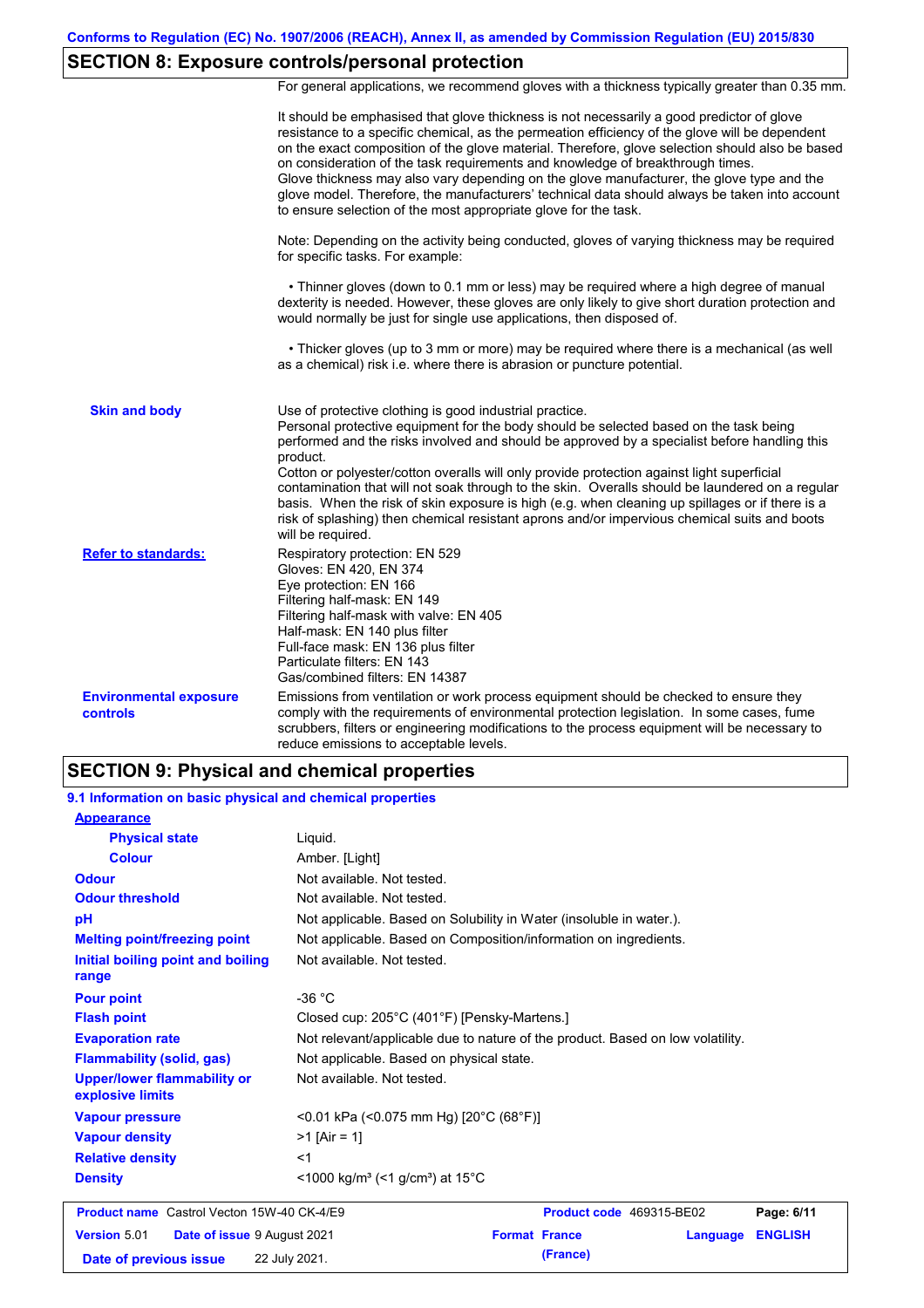## SECTION 8: Exposure controls/personal protection

For general applications, we recommend gloves with a thickness typically greater than 0.35 mm.

It should be emphasised that glove thickness is not necessarily a good predictor of glove resistance to a specific chemical, as the permeation efficiency of the glove will be dependent on the exact composition of the glove material. Therefore, glove selection should also be based on consideration of the task requirements and knowledge of breakthrough times.
Glove thickness may also vary depending on the glove manufacturer, the glove type and the glove model. Therefore, the manufacturers' technical data should always be taken into account to ensure selection of the most appropriate glove for the task.

Note: Depending on the activity being conducted, gloves of varying thickness may be required for specific tasks. For example:

• Thinner gloves (down to 0.1 mm or less) may be required where a high degree of manual dexterity is needed. However, these gloves are only likely to give short duration protection and would normally be just for single use applications, then disposed of.

• Thicker gloves (up to 3 mm or more) may be required where there is a mechanical (as well as a chemical) risk i.e. where there is abrasion or puncture potential.

**Skin and body**

Use of protective clothing is good industrial practice.
Personal protective equipment for the body should be selected based on the task being performed and the risks involved and should be approved by a specialist before handling this product.
Cotton or polyester/cotton overalls will only provide protection against light superficial contamination that will not soak through to the skin. Overalls should be laundered on a regular basis. When the risk of skin exposure is high (e.g. when cleaning up spillages or if there is a risk of splashing) then chemical resistant aprons and/or impervious chemical suits and boots will be required.

**Refer to standards:**

Respiratory protection: EN 529
Gloves: EN 420, EN 374
Eye protection: EN 166
Filtering half-mask: EN 149
Filtering half-mask with valve: EN 405
Half-mask: EN 140 plus filter
Full-face mask: EN 136 plus filter
Particulate filters: EN 143
Gas/combined filters: EN 14387

**Environmental exposure controls**

Emissions from ventilation or work process equipment should be checked to ensure they comply with the requirements of environmental protection legislation. In some cases, fume scrubbers, filters or engineering modifications to the process equipment will be necessary to reduce emissions to acceptable levels.

## SECTION 9: Physical and chemical properties

### 9.1 Information on basic physical and chemical properties

**Appearance**

| Property | Value |
|---|---|
| Physical state | Liquid. |
| Colour | Amber. [Light] |
| Odour | Not available. Not tested. |
| Odour threshold | Not available. Not tested. |
| pH | Not applicable. Based on Solubility in Water (insoluble in water.). |
| Melting point/freezing point | Not applicable. Based on Composition/information on ingredients. |
| Initial boiling point and boiling range | Not available. Not tested. |
| Pour point | -36 °C |
| Flash point | Closed cup: 205°C (401°F) [Pensky-Martens.] |
| Evaporation rate | Not relevant/applicable due to nature of the product. Based on low volatility. |
| Flammability (solid, gas) | Not applicable. Based on physical state. |
| Upper/lower flammability or explosive limits | Not available. Not tested. |
| Vapour pressure | <0.01 kPa (<0.075 mm Hg) [20°C (68°F)] |
| Vapour density | >1 [Air = 1] |
| Relative density | <1 |
| Density | <1000 kg/m³ (<1 g/cm³) at 15°C |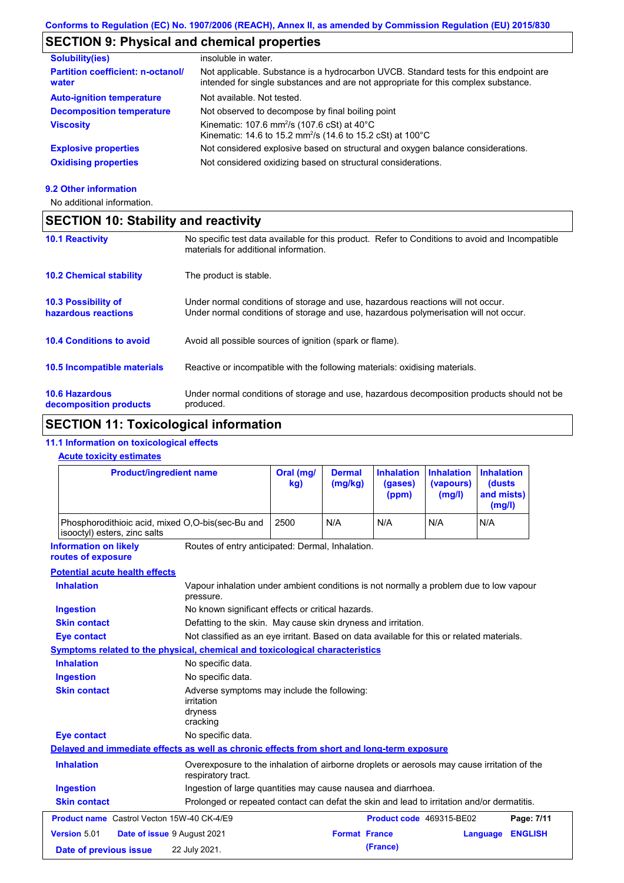## SECTION 9: Physical and chemical properties

| | |
|---|---|
| **Solubility(ies)** | insoluble in water. |
| **Partition coefficient: n-octanol/ water** | Not applicable. Substance is a hydrocarbon UVCB. Standard tests for this endpoint are intended for single substances and are not appropriate for this complex substance. |
| **Auto-ignition temperature** | Not available. Not tested. |
| **Decomposition temperature** | Not observed to decompose by final boiling point |
| **Viscosity** | Kinematic: 107.6 $mm^2/s$ (107.6 cSt) at 40°C<br>Kinematic: 14.6 to 15.2 $mm^2/s$ (14.6 to 15.2 cSt) at 100°C |
| **Explosive properties** | Not considered explosive based on structural and oxygen balance considerations. |
| **Oxidising properties** | Not considered oxidizing based on structural considerations. |

### 9.2 Other information

No additional information.

## SECTION 10: Stability and reactivity

| | |
|---|---|
| **10.1 Reactivity** | No specific test data available for this product. Refer to Conditions to avoid and Incompatible materials for additional information. |
| **10.2 Chemical stability** | The product is stable. |
| **10.3 Possibility of hazardous reactions** | Under normal conditions of storage and use, hazardous reactions will not occur.<br>Under normal conditions of storage and use, hazardous polymerisation will not occur. |
| **10.4 Conditions to avoid** | Avoid all possible sources of ignition (spark or flame). |
| **10.5 Incompatible materials** | Reactive or incompatible with the following materials: oxidising materials. |
| **10.6 Hazardous decomposition products** | Under normal conditions of storage and use, hazardous decomposition products should not be produced. |

## SECTION 11: Toxicological information

### 11.1 Information on toxicological effects

**Acute toxicity estimates**

| Product/ingredient name | Oral (mg/kg) | Dermal (mg/kg) | Inhalation (gases) (ppm) | Inhalation (vapours) (mg/l) | Inhalation (dusts and mists) (mg/l) |
|---|---|---|---|---|---|
| Phosphorodithioic acid, mixed O,O-bis(sec-Bu and isooctyl) esters, zinc salts | 2500 | N/A | N/A | N/A | N/A |

**Information on likely routes of exposure**: Routes of entry anticipated: Dermal, Inhalation.

**Potential acute health effects**

| | |
|---|---|
| **Inhalation** | Vapour inhalation under ambient conditions is not normally a problem due to low vapour pressure. |
| **Ingestion** | No known significant effects or critical hazards. |
| **Skin contact** | Defatting to the skin. May cause skin dryness and irritation. |
| **Eye contact** | Not classified as an eye irritant. Based on data available for this or related materials. |

**Symptoms related to the physical, chemical and toxicological characteristics**

| | |
|---|---|
| **Inhalation** | No specific data. |
| **Ingestion** | No specific data. |
| **Skin contact** | Adverse symptoms may include the following:<br>irritation<br>dryness<br>cracking |
| **Eye contact** | No specific data. |

**Delayed and immediate effects as well as chronic effects from short and long-term exposure**

| | |
|---|---|
| **Inhalation** | Overexposure to the inhalation of airborne droplets or aerosols may cause irritation of the respiratory tract. |
| **Ingestion** | Ingestion of large quantities may cause nausea and diarrhoea. |
| **Skin contact** | Prolonged or repeated contact can defat the skin and lead to irritation and/or dermatitis. |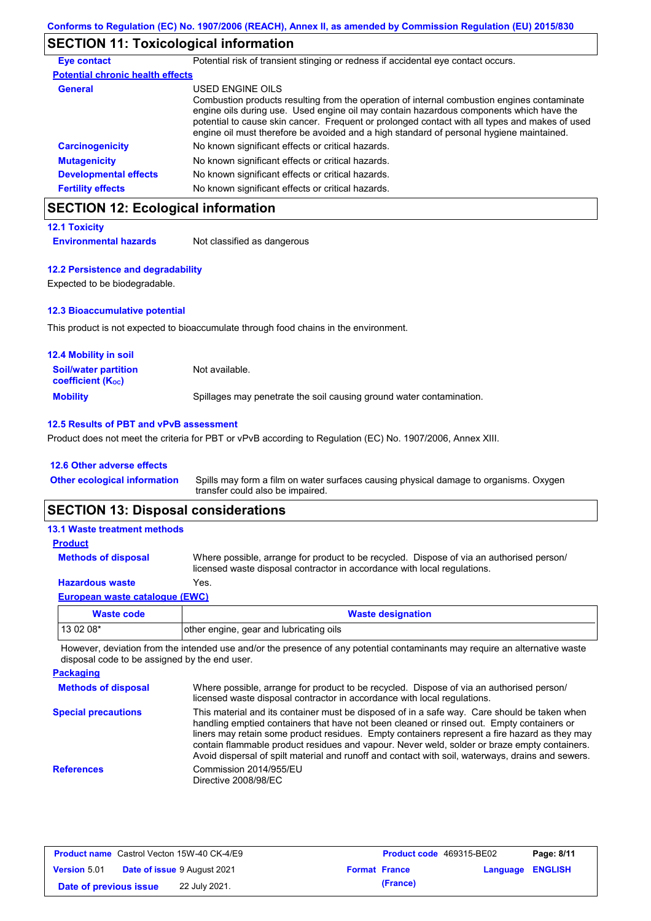## SECTION 11: Toxicological information

**Eye contact** Potential risk of transient stinging or redness if accidental eye contact occurs.

**Potential chronic health effects**

**General** USED ENGINE OILS
Combustion products resulting from the operation of internal combustion engines contaminate engine oils during use. Used engine oil may contain hazardous components which have the potential to cause skin cancer. Frequent or prolonged contact with all types and makes of used engine oil must therefore be avoided and a high standard of personal hygiene maintained.

**Carcinogenicity** No known significant effects or critical hazards.

**Mutagenicity** No known significant effects or critical hazards.

**Developmental effects** No known significant effects or critical hazards.

**Fertility effects** No known significant effects or critical hazards.

## SECTION 12: Ecological information

### 12.1 Toxicity

**Environmental hazards** Not classified as dangerous

### 12.2 Persistence and degradability

Expected to be biodegradable.

### 12.3 Bioaccumulative potential

This product is not expected to bioaccumulate through food chains in the environment.

### 12.4 Mobility in soil

**Soil/water partition coefficient ($K_{OC}$)** Not available.

**Mobility** Spillages may penetrate the soil causing ground water contamination.

### 12.5 Results of PBT and vPvB assessment

Product does not meet the criteria for PBT or vPvB according to Regulation (EC) No. 1907/2006, Annex XIII.

### 12.6 Other adverse effects

**Other ecological information** Spills may form a film on water surfaces causing physical damage to organisms. Oxygen transfer could also be impaired.

## SECTION 13: Disposal considerations

### 13.1 Waste treatment methods

**Product**

**Methods of disposal** Where possible, arrange for product to be recycled. Dispose of via an authorised person/ licensed waste disposal contractor in accordance with local regulations.

**Hazardous waste** Yes.

**European waste catalogue (EWC)**

| Waste code | Waste designation |
|---|---|
| 13 02 08* | other engine, gear and lubricating oils |

However, deviation from the intended use and/or the presence of any potential contaminants may require an alternative waste disposal code to be assigned by the end user.

**Packaging**

**Methods of disposal** Where possible, arrange for product to be recycled. Dispose of via an authorised person/ licensed waste disposal contractor in accordance with local regulations.

**Special precautions** This material and its container must be disposed of in a safe way. Care should be taken when handling emptied containers that have not been cleaned or rinsed out. Empty containers or liners may retain some product residues. Empty containers represent a fire hazard as they may contain flammable product residues and vapour. Never weld, solder or braze empty containers. Avoid dispersal of spilt material and runoff and contact with soil, waterways, drains and sewers.

**References** Commission 2014/955/EU
Directive 2008/98/EC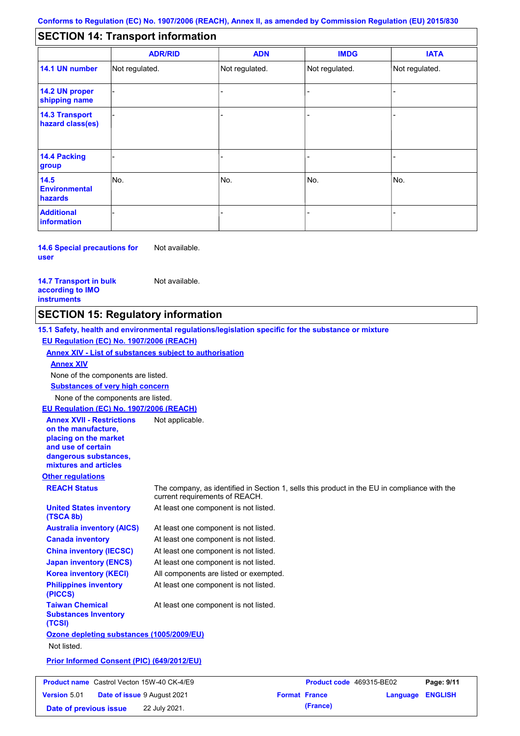Conforms to Regulation (EC) No. 1907/2006 (REACH), Annex II, as amended by Commission Regulation (EU) 2015/830

## SECTION 14: Transport information

| | ADR/RID | ADN | IMDG | IATA |
|---|---|---|---|---|
| 14.1 UN number | Not regulated. | Not regulated. | Not regulated. | Not regulated. |
| 14.2 UN proper shipping name | - | - | - | - |
| 14.3 Transport hazard class(es) | - | - | - | - |
| 14.4 Packing group | - | - | - | - |
| 14.5 Environmental hazards | No. | No. | No. | No. |
| Additional information | - | - | - | - |

**14.6 Special precautions for user** Not available.

**14.7 Transport in bulk according to IMO instruments** Not available.

## SECTION 15: Regulatory information

**15.1 Safety, health and environmental regulations/legislation specific for the substance or mixture**

**EU Regulation (EC) No. 1907/2006 (REACH)**

**Annex XIV - List of substances subject to authorisation**

**Annex XIV**

None of the components are listed.

**Substances of very high concern**

None of the components are listed.

**EU Regulation (EC) No. 1907/2006 (REACH)**

**Annex XVII - Restrictions on the manufacture, placing on the market and use of certain dangerous substances, mixtures and articles** Not applicable.

**Other regulations**

**REACH Status** The company, as identified in Section 1, sells this product in the EU in compliance with the current requirements of REACH.

**United States inventory (TSCA 8b)** At least one component is not listed.

**Australia inventory (AICS)** At least one component is not listed.

**Canada inventory** At least one component is not listed.

**China inventory (IECSC)** At least one component is not listed.

**Japan inventory (ENCS)** At least one component is not listed.

**Korea inventory (KECI)** All components are listed or exempted.

**Philippines inventory (PICCS)** At least one component is not listed.

**Taiwan Chemical Substances Inventory (TCSI)** At least one component is not listed.

**Ozone depleting substances (1005/2009/EU)**

Not listed.

**Prior Informed Consent (PIC) (649/2012/EU)**

| Product name | Castrol Vecton 15W-40 CK-4/E9 | Product code | 469315-BE02 | Page: 9/11 |
|---|---|---|---|---|
| Version 5.01 | Date of issue 9 August 2021 | Format France (France) | Language ENGLISH | |
| Date of previous issue | 22 July 2021. | | | |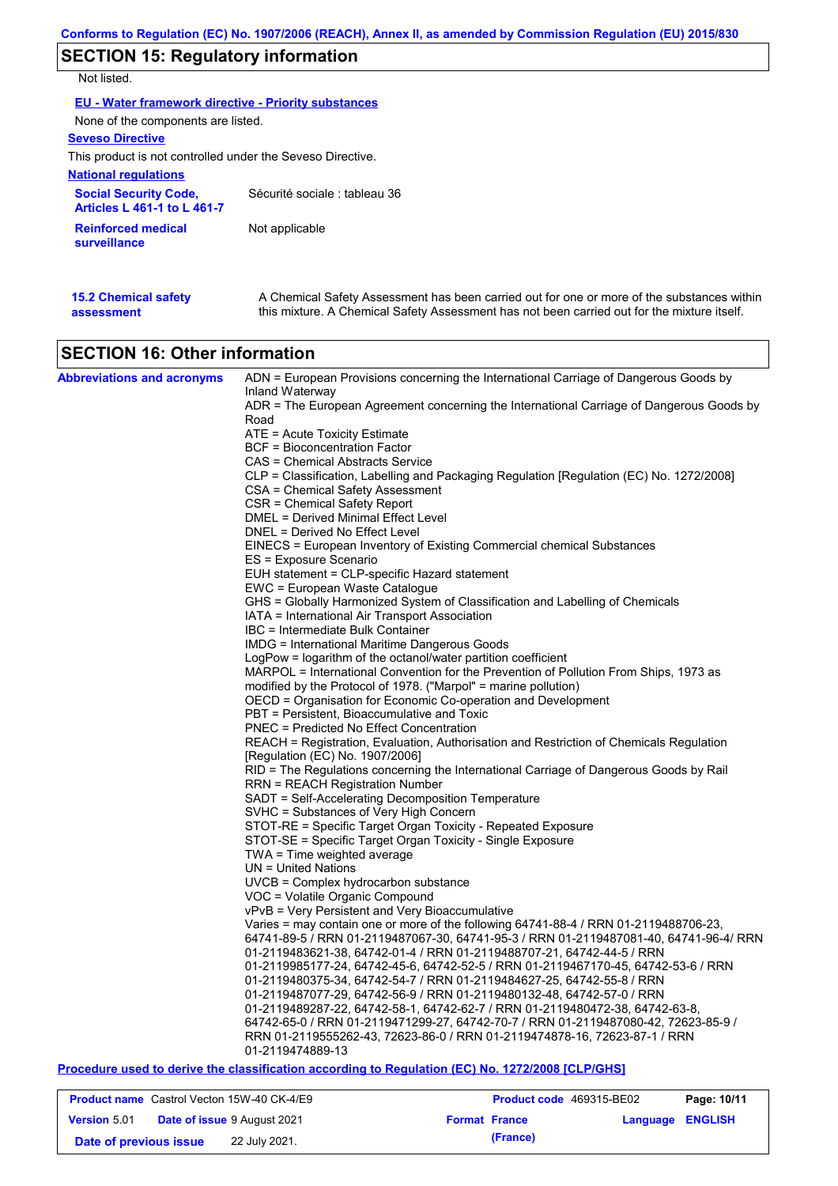## SECTION 15: Regulatory information

Not listed.

**EU - Water framework directive - Priority substances**

None of the components are listed.

**Seveso Directive**

This product is not controlled under the Seveso Directive.

**National regulations**

| | |
|---|---|
| **Social Security Code, Articles L 461-1 to L 461-7** | Sécurité sociale : tableau 36 |
| **Reinforced medical surveillance** | Not applicable |

| | |
|---|---|
| **15.2 Chemical safety assessment** | A Chemical Safety Assessment has been carried out for one or more of the substances within this mixture. A Chemical Safety Assessment has not been carried out for the mixture itself. |

## SECTION 16: Other information

**Abbreviations and acronyms**

ADN = European Provisions concerning the International Carriage of Dangerous Goods by Inland Waterway
ADR = The European Agreement concerning the International Carriage of Dangerous Goods by Road
ATE = Acute Toxicity Estimate
BCF = Bioconcentration Factor
CAS = Chemical Abstracts Service
CLP = Classification, Labelling and Packaging Regulation [Regulation (EC) No. 1272/2008]
CSA = Chemical Safety Assessment
CSR = Chemical Safety Report
DMEL = Derived Minimal Effect Level
DNEL = Derived No Effect Level
EINECS = European Inventory of Existing Commercial chemical Substances
ES = Exposure Scenario
EUH statement = CLP-specific Hazard statement
EWC = European Waste Catalogue
GHS = Globally Harmonized System of Classification and Labelling of Chemicals
IATA = International Air Transport Association
IBC = Intermediate Bulk Container
IMDG = International Maritime Dangerous Goods
LogPow = logarithm of the octanol/water partition coefficient
MARPOL = International Convention for the Prevention of Pollution From Ships, 1973 as modified by the Protocol of 1978. ("Marpol" = marine pollution)
OECD = Organisation for Economic Co-operation and Development
PBT = Persistent, Bioaccumulative and Toxic
PNEC = Predicted No Effect Concentration
REACH = Registration, Evaluation, Authorisation and Restriction of Chemicals Regulation [Regulation (EC) No. 1907/2006]
RID = The Regulations concerning the International Carriage of Dangerous Goods by Rail
RRN = REACH Registration Number
SADT = Self-Accelerating Decomposition Temperature
SVHC = Substances of Very High Concern
STOT-RE = Specific Target Organ Toxicity - Repeated Exposure
STOT-SE = Specific Target Organ Toxicity - Single Exposure
TWA = Time weighted average
UN = United Nations
UVCB = Complex hydrocarbon substance
VOC = Volatile Organic Compound
vPvB = Very Persistent and Very Bioaccumulative
Varies = may contain one or more of the following 64741-88-4 / RRN 01-2119488706-23, 64741-89-5 / RRN 01-2119487067-30, 64741-95-3 / RRN 01-2119487081-40, 64741-96-4/ RRN 01-2119483621-38, 64742-01-4 / RRN 01-2119488707-21, 64742-44-5 / RRN 01-2119985177-24, 64742-45-6, 64742-52-5 / RRN 01-2119467170-45, 64742-53-6 / RRN 01-2119480375-34, 64742-54-7 / RRN 01-2119484627-25, 64742-55-8 / RRN 01-2119487077-29, 64742-56-9 / RRN 01-2119480132-48, 64742-57-0 / RRN 01-2119489287-22, 64742-58-1, 64742-62-7 / RRN 01-2119480472-38, 64742-63-8, 64742-65-0 / RRN 01-2119471299-27, 64742-70-7 / RRN 01-2119487080-42, 72623-85-9 / RRN 01-2119555262-43, 72623-86-0 / RRN 01-2119474878-16, 72623-87-1 / RRN 01-2119474889-13

**Procedure used to derive the classification according to Regulation (EC) No. 1272/2008 [CLP/GHS]**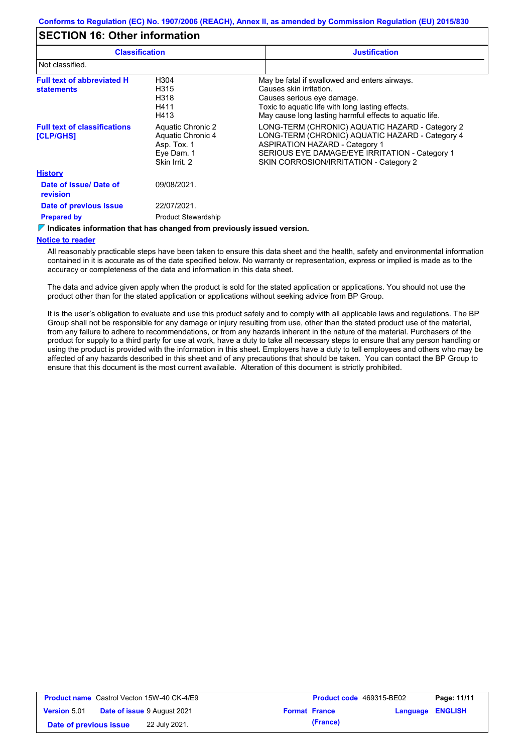Conforms to Regulation (EC) No. 1907/2006 (REACH), Annex II, as amended by Commission Regulation (EU) 2015/830

## SECTION 16: Other information

| Classification | Justification |
|---|---|
| Not classified. | |

**Full text of abbreviated H statements**

| | |
|---|---|
| H304 | May be fatal if swallowed and enters airways. |
| H315 | Causes skin irritation. |
| H318 | Causes serious eye damage. |
| H411 | Toxic to aquatic life with long lasting effects. |
| H413 | May cause long lasting harmful effects to aquatic life. |

**Full text of classifications [CLP/GHS]**

| | |
|---|---|
| Aquatic Chronic 2 | LONG-TERM (CHRONIC) AQUATIC HAZARD - Category 2 |
| Aquatic Chronic 4 | LONG-TERM (CHRONIC) AQUATIC HAZARD - Category 4 |
| Asp. Tox. 1 | ASPIRATION HAZARD - Category 1 |
| Eye Dam. 1 | SERIOUS EYE DAMAGE/EYE IRRITATION - Category 1 |
| Skin Irrit. 2 | SKIN CORROSION/IRRITATION - Category 2 |

**History**

**Date of issue/ Date of revision** 09/08/2021.

**Date of previous issue** 22/07/2021.

**Prepared by** Product Stewardship

**Indicates information that has changed from previously issued version.**

**Notice to reader**

All reasonably practicable steps have been taken to ensure this data sheet and the health, safety and environmental information contained in it is accurate as of the date specified below. No warranty or representation, express or implied is made as to the accuracy or completeness of the data and information in this data sheet.

The data and advice given apply when the product is sold for the stated application or applications. You should not use the product other than for the stated application or applications without seeking advice from BP Group.

It is the user's obligation to evaluate and use this product safely and to comply with all applicable laws and regulations. The BP Group shall not be responsible for any damage or injury resulting from use, other than the stated product use of the material, from any failure to adhere to recommendations, or from any hazards inherent in the nature of the material. Purchasers of the product for supply to a third party for use at work, have a duty to take all necessary steps to ensure that any person handling or using the product is provided with the information in this sheet. Employers have a duty to tell employees and others who may be affected of any hazards described in this sheet and of any precautions that should be taken. You can contact the BP Group to ensure that this document is the most current available. Alteration of this document is strictly prohibited.